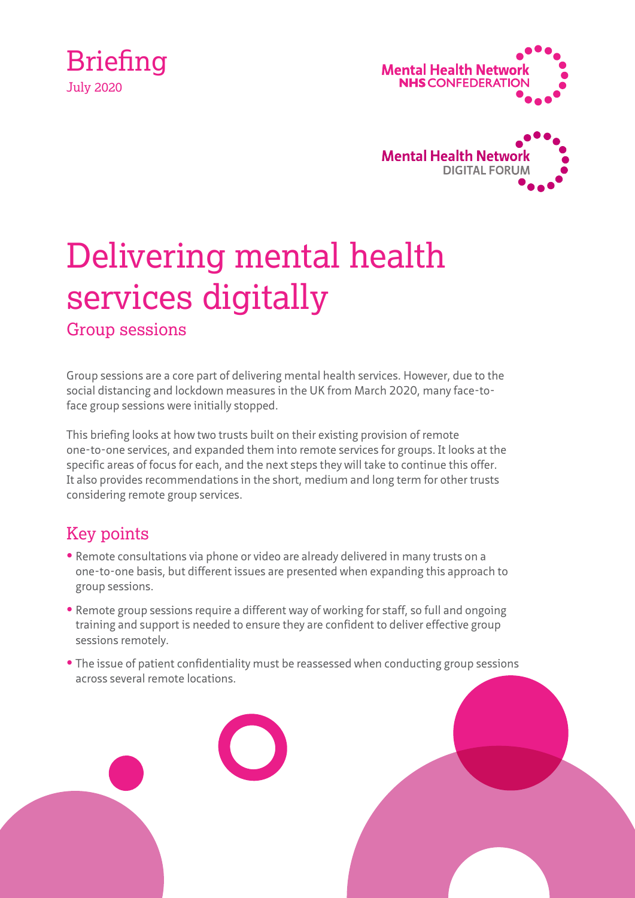Briefing

July 2020

Mental Health Network
NHS CONFEDERATION

Mental Health Network
DIGITAL FORUM

# Delivering mental health services digitally

## Group sessions

Group sessions are a core part of delivering mental health services. However, due to the social distancing and lockdown measures in the UK from March 2020, many face-to-face group sessions were initially stopped.

This briefing looks at how two trusts built on their existing provision of remote one-to-one services, and expanded them into remote services for groups. It looks at the specific areas of focus for each, and the next steps they will take to continue this offer. It also provides recommendations in the short, medium and long term for other trusts considering remote group services.

## Key points

- Remote consultations via phone or video are already delivered in many trusts on a one-to-one basis, but different issues are presented when expanding this approach to group sessions.
- Remote group sessions require a different way of working for staff, so full and ongoing training and support is needed to ensure they are confident to deliver effective group sessions remotely.
- The issue of patient confidentiality must be reassessed when conducting group sessions across several remote locations.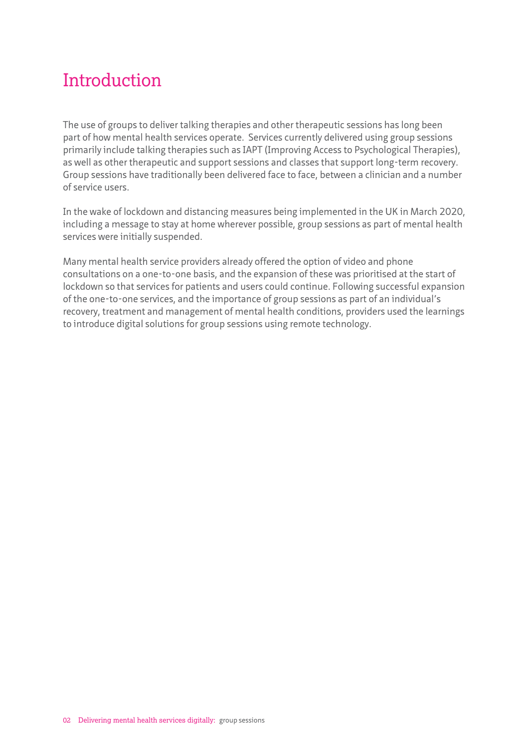# Introduction

The use of groups to deliver talking therapies and other therapeutic sessions has long been part of how mental health services operate.  Services currently delivered using group sessions primarily include talking therapies such as IAPT (Improving Access to Psychological Therapies), as well as other therapeutic and support sessions and classes that support long-term recovery. Group sessions have traditionally been delivered face to face, between a clinician and a number of service users.

In the wake of lockdown and distancing measures being implemented in the UK in March 2020, including a message to stay at home wherever possible, group sessions as part of mental health services were initially suspended.

Many mental health service providers already offered the option of video and phone consultations on a one-to-one basis, and the expansion of these was prioritised at the start of lockdown so that services for patients and users could continue. Following successful expansion of the one-to-one services, and the importance of group sessions as part of an individual's recovery, treatment and management of mental health conditions, providers used the learnings to introduce digital solutions for group sessions using remote technology.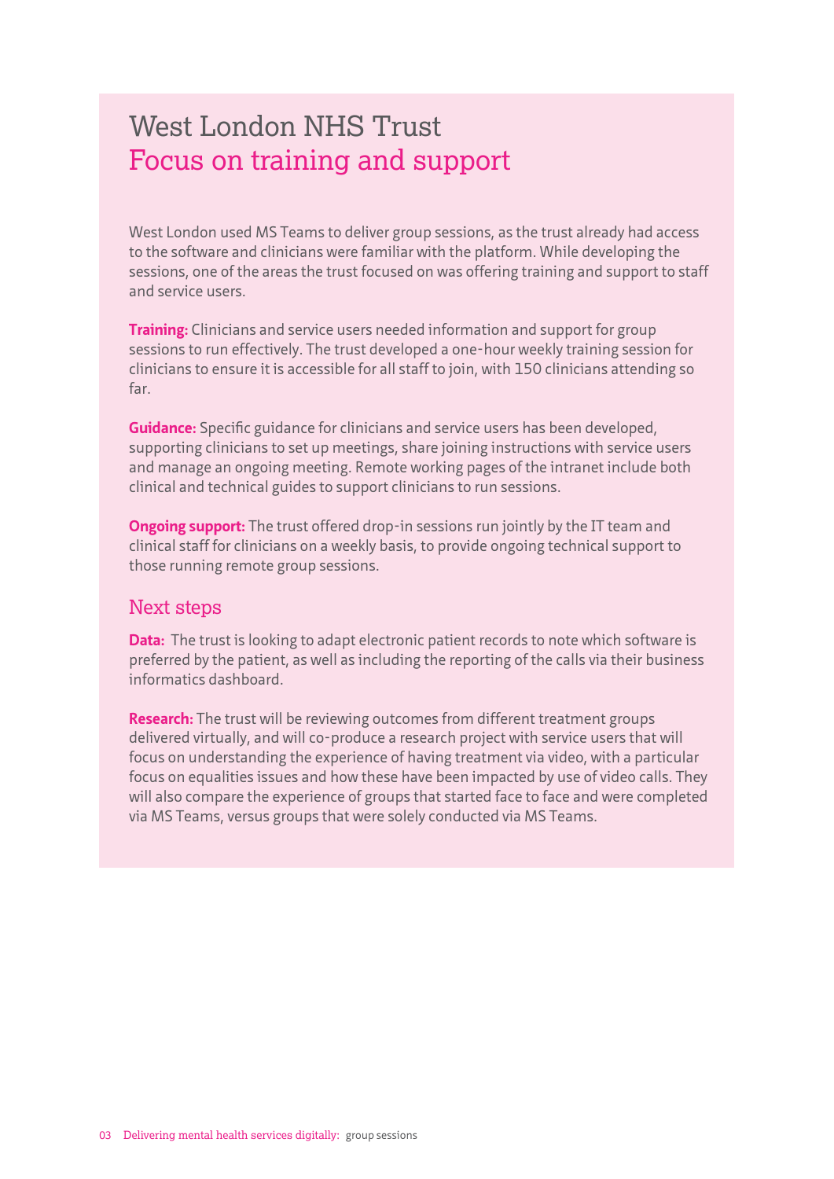# West London NHS Trust
## Focus on training and support

West London used MS Teams to deliver group sessions, as the trust already had access to the software and clinicians were familiar with the platform. While developing the sessions, one of the areas the trust focused on was offering training and support to staff and service users.

**Training:** Clinicians and service users needed information and support for group sessions to run effectively. The trust developed a one-hour weekly training session for clinicians to ensure it is accessible for all staff to join, with 150 clinicians attending so far.

**Guidance:** Specific guidance for clinicians and service users has been developed, supporting clinicians to set up meetings, share joining instructions with service users and manage an ongoing meeting. Remote working pages of the intranet include both clinical and technical guides to support clinicians to run sessions.

**Ongoing support:** The trust offered drop-in sessions run jointly by the IT team and clinical staff for clinicians on a weekly basis, to provide ongoing technical support to those running remote group sessions.

### Next steps

**Data:** The trust is looking to adapt electronic patient records to note which software is preferred by the patient, as well as including the reporting of the calls via their business informatics dashboard.

**Research:** The trust will be reviewing outcomes from different treatment groups delivered virtually, and will co-produce a research project with service users that will focus on understanding the experience of having treatment via video, with a particular focus on equalities issues and how these have been impacted by use of video calls. They will also compare the experience of groups that started face to face and were completed via MS Teams, versus groups that were solely conducted via MS Teams.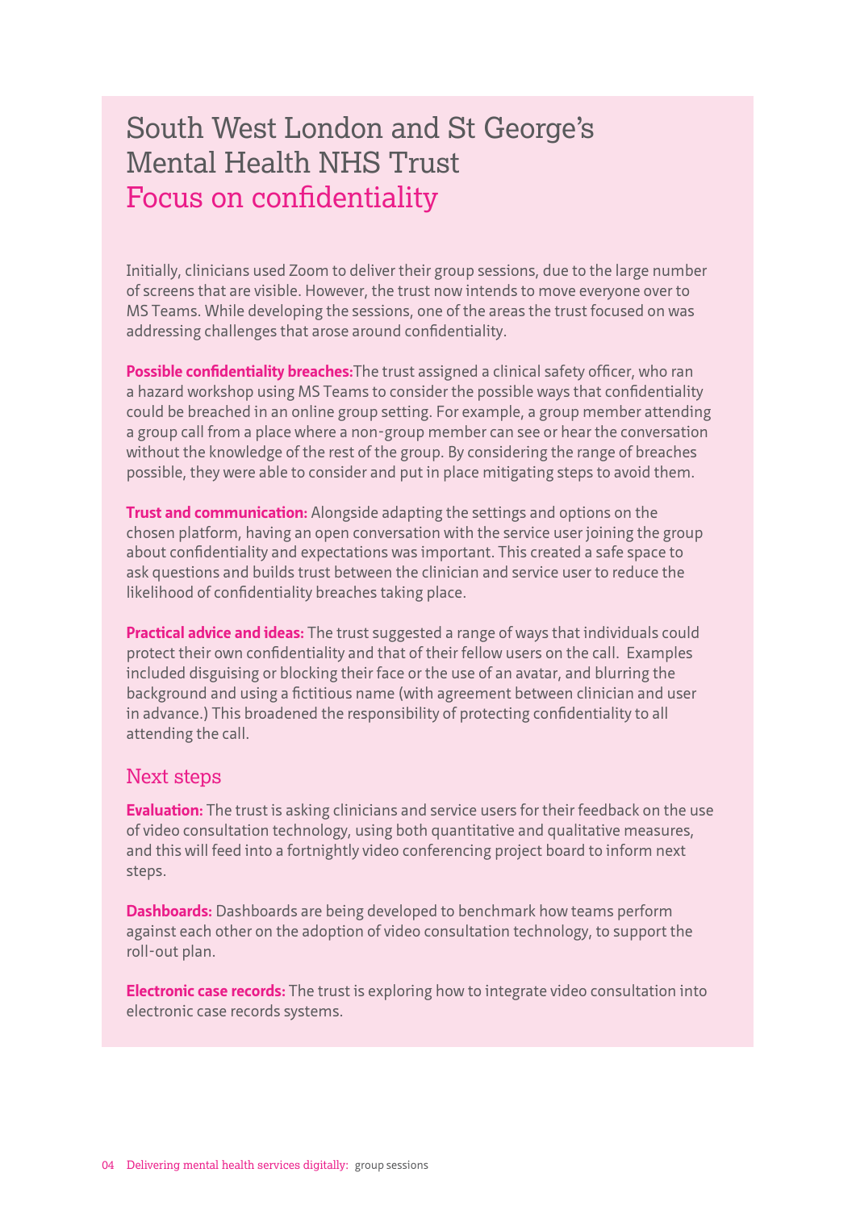# South West London and St George's Mental Health NHS Trust
## Focus on confidentiality

Initially, clinicians used Zoom to deliver their group sessions, due to the large number of screens that are visible. However, the trust now intends to move everyone over to MS Teams. While developing the sessions, one of the areas the trust focused on was addressing challenges that arose around confidentiality.

**Possible confidentiality breaches:**The trust assigned a clinical safety officer, who ran a hazard workshop using MS Teams to consider the possible ways that confidentiality could be breached in an online group setting. For example, a group member attending a group call from a place where a non-group member can see or hear the conversation without the knowledge of the rest of the group. By considering the range of breaches possible, they were able to consider and put in place mitigating steps to avoid them.

**Trust and communication:** Alongside adapting the settings and options on the chosen platform, having an open conversation with the service user joining the group about confidentiality and expectations was important. This created a safe space to ask questions and builds trust between the clinician and service user to reduce the likelihood of confidentiality breaches taking place.

**Practical advice and ideas:** The trust suggested a range of ways that individuals could protect their own confidentiality and that of their fellow users on the call. Examples included disguising or blocking their face or the use of an avatar, and blurring the background and using a fictitious name (with agreement between clinician and user in advance.) This broadened the responsibility of protecting confidentiality to all attending the call.

### Next steps

**Evaluation:** The trust is asking clinicians and service users for their feedback on the use of video consultation technology, using both quantitative and qualitative measures, and this will feed into a fortnightly video conferencing project board to inform next steps.

**Dashboards:** Dashboards are being developed to benchmark how teams perform against each other on the adoption of video consultation technology, to support the roll-out plan.

**Electronic case records:** The trust is exploring how to integrate video consultation into electronic case records systems.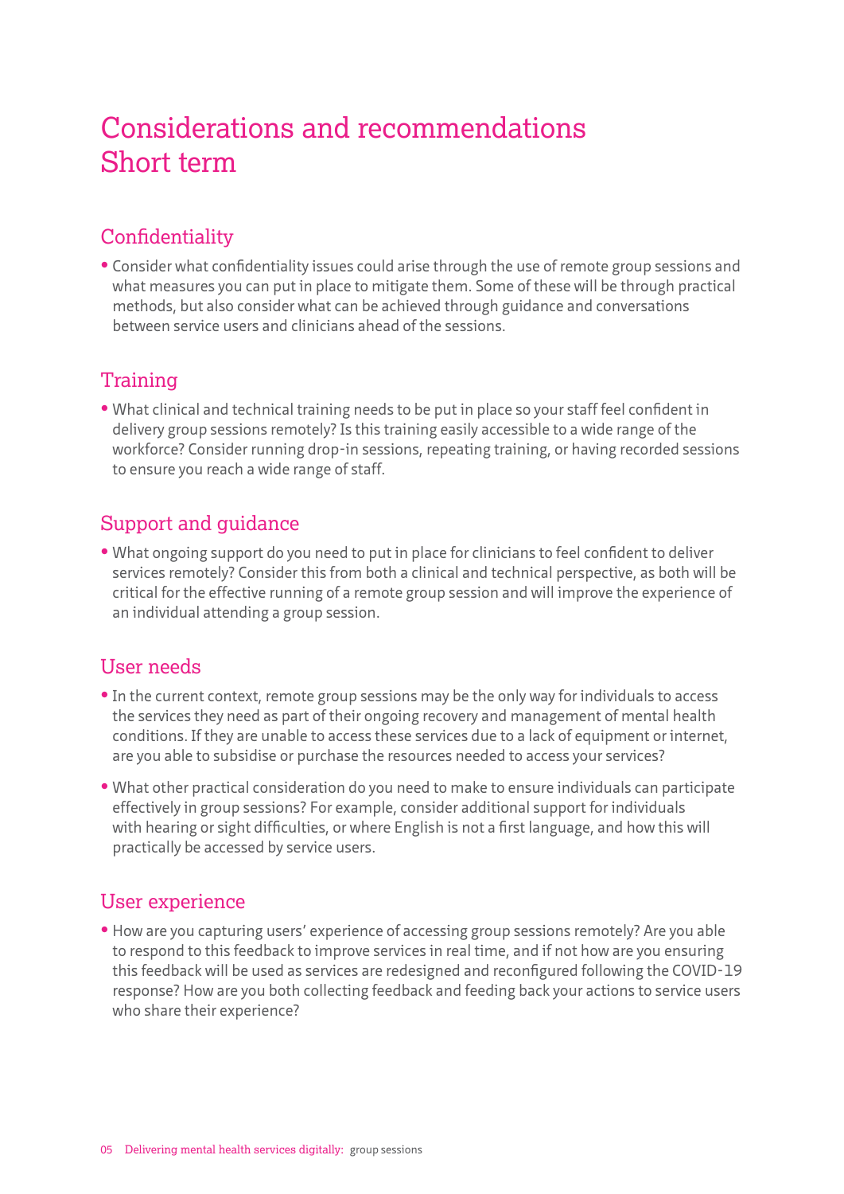# Considerations and recommendations Short term

## Confidentiality

- Consider what confidentiality issues could arise through the use of remote group sessions and what measures you can put in place to mitigate them. Some of these will be through practical methods, but also consider what can be achieved through guidance and conversations between service users and clinicians ahead of the sessions.

## Training

- What clinical and technical training needs to be put in place so your staff feel confident in delivery group sessions remotely? Is this training easily accessible to a wide range of the workforce? Consider running drop-in sessions, repeating training, or having recorded sessions to ensure you reach a wide range of staff.

## Support and guidance

- What ongoing support do you need to put in place for clinicians to feel confident to deliver services remotely? Consider this from both a clinical and technical perspective, as both will be critical for the effective running of a remote group session and will improve the experience of an individual attending a group session.

## User needs

- In the current context, remote group sessions may be the only way for individuals to access the services they need as part of their ongoing recovery and management of mental health conditions. If they are unable to access these services due to a lack of equipment or internet, are you able to subsidise or purchase the resources needed to access your services?
- What other practical consideration do you need to make to ensure individuals can participate effectively in group sessions? For example, consider additional support for individuals with hearing or sight difficulties, or where English is not a first language, and how this will practically be accessed by service users.

## User experience

- How are you capturing users' experience of accessing group sessions remotely? Are you able to respond to this feedback to improve services in real time, and if not how are you ensuring this feedback will be used as services are redesigned and reconfigured following the COVID-19 response? How are you both collecting feedback and feeding back your actions to service users who share their experience?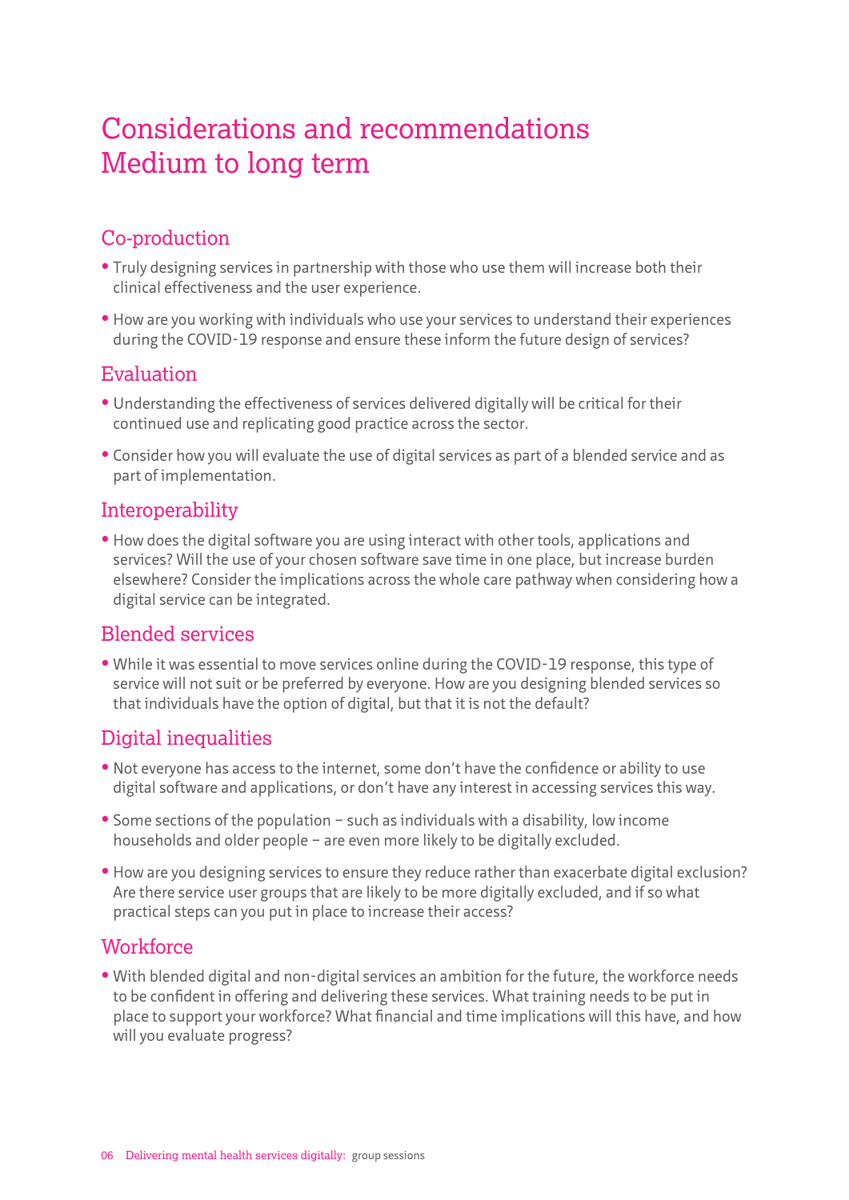# Considerations and recommendations Medium to long term

## Co-production

- Truly designing services in partnership with those who use them will increase both their clinical effectiveness and the user experience.
- How are you working with individuals who use your services to understand their experiences during the COVID-19 response and ensure these inform the future design of services?

## Evaluation

- Understanding the effectiveness of services delivered digitally will be critical for their continued use and replicating good practice across the sector.
- Consider how you will evaluate the use of digital services as part of a blended service and as part of implementation.

## Interoperability

- How does the digital software you are using interact with other tools, applications and services? Will the use of your chosen software save time in one place, but increase burden elsewhere? Consider the implications across the whole care pathway when considering how a digital service can be integrated.

## Blended services

- While it was essential to move services online during the COVID-19 response, this type of service will not suit or be preferred by everyone. How are you designing blended services so that individuals have the option of digital, but that it is not the default?

## Digital inequalities

- Not everyone has access to the internet, some don't have the confidence or ability to use digital software and applications, or don't have any interest in accessing services this way.
- Some sections of the population – such as individuals with a disability, low income households and older people – are even more likely to be digitally excluded.
- How are you designing services to ensure they reduce rather than exacerbate digital exclusion? Are there service user groups that are likely to be more digitally excluded, and if so what practical steps can you put in place to increase their access?

## Workforce

- With blended digital and non-digital services an ambition for the future, the workforce needs to be confident in offering and delivering these services. What training needs to be put in place to support your workforce? What financial and time implications will this have, and how will you evaluate progress?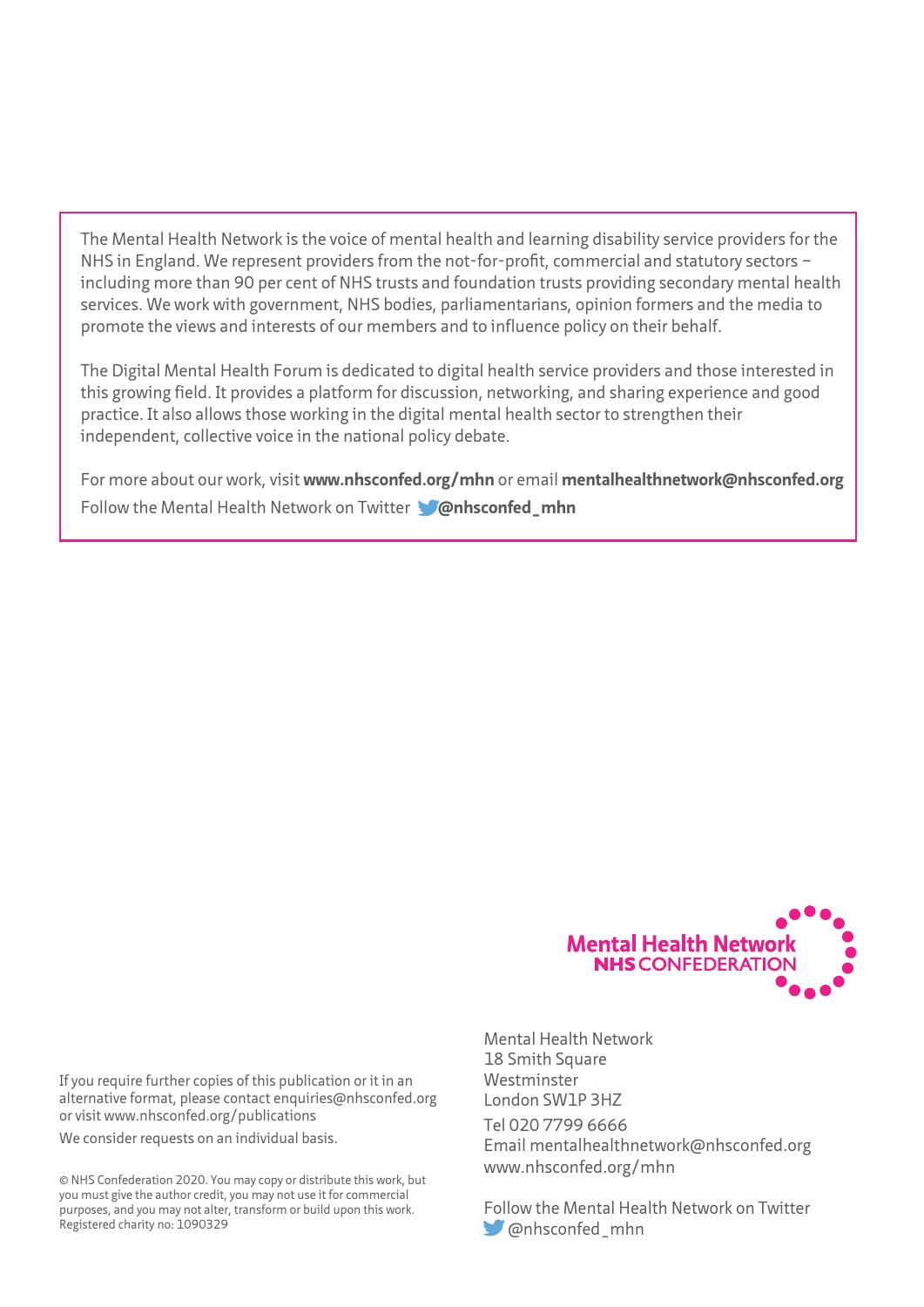The Mental Health Network is the voice of mental health and learning disability service providers for the NHS in England. We represent providers from the not-for-profit, commercial and statutory sectors – including more than 90 per cent of NHS trusts and foundation trusts providing secondary mental health services. We work with government, NHS bodies, parliamentarians, opinion formers and the media to promote the views and interests of our members and to influence policy on their behalf.

The Digital Mental Health Forum is dedicated to digital health service providers and those interested in this growing field. It provides a platform for discussion, networking, and sharing experience and good practice. It also allows those working in the digital mental health sector to strengthen their independent, collective voice in the national policy debate.

For more about our work, visit **www.nhsconfed.org/mhn** or email **mentalhealthnetwork@nhsconfed.org**
Follow the Mental Health Network on Twitter **@nhsconfed_mhn**

Mental Health Network
NHS CONFEDERATION

If you require further copies of this publication or it in an alternative format, please contact enquiries@nhsconfed.org or visit www.nhsconfed.org/publications

We consider requests on an individual basis.

© NHS Confederation 2020. You may copy or distribute this work, but you must give the author credit, you may not use it for commercial purposes, and you may not alter, transform or build upon this work.
Registered charity no: 1090329

Mental Health Network
18 Smith Square
Westminster
London SW1P 3HZ

Tel 020 7799 6666
Email mentalhealthnetwork@nhsconfed.org
www.nhsconfed.org/mhn

Follow the Mental Health Network on Twitter
@nhsconfed_mhn